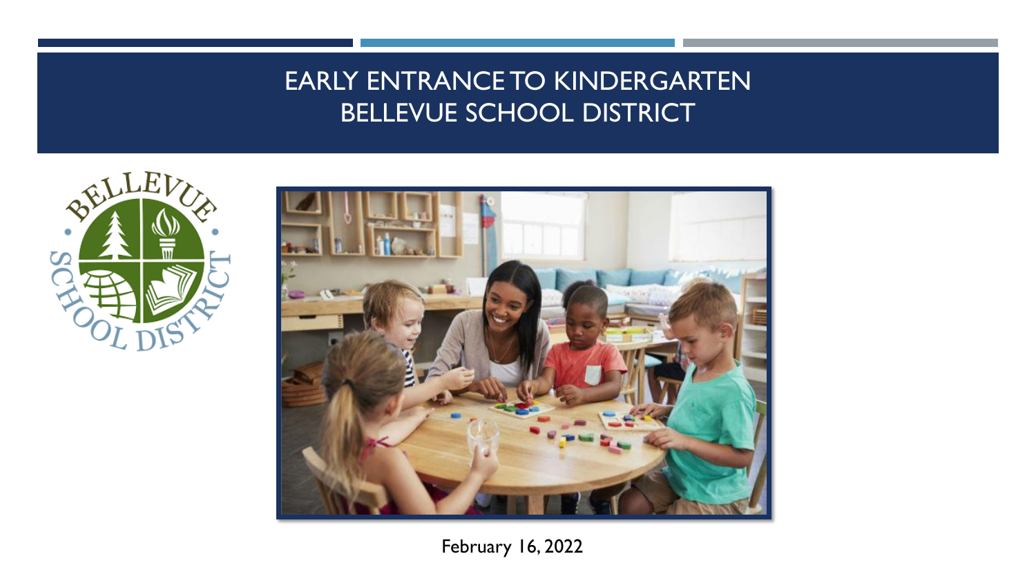# EARLY ENTRANCE TO KINDERGARTEN
# BELLEVUE SCHOOL DISTRICT

February 16, 2022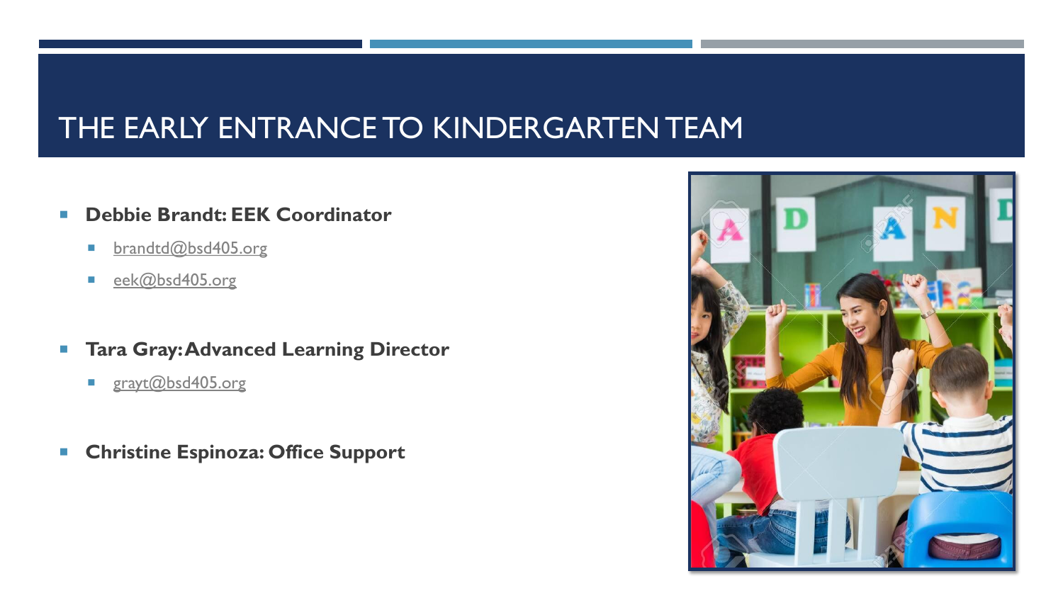# THE EARLY ENTRANCE TO KINDERGARTEN TEAM

- **Debbie Brandt: EEK Coordinator**
  - brandtd@bsd405.org
  - eek@bsd405.org
- **Tara Gray: Advanced Learning Director**
  - grayt@bsd405.org
- **Christine Espinoza: Office Support**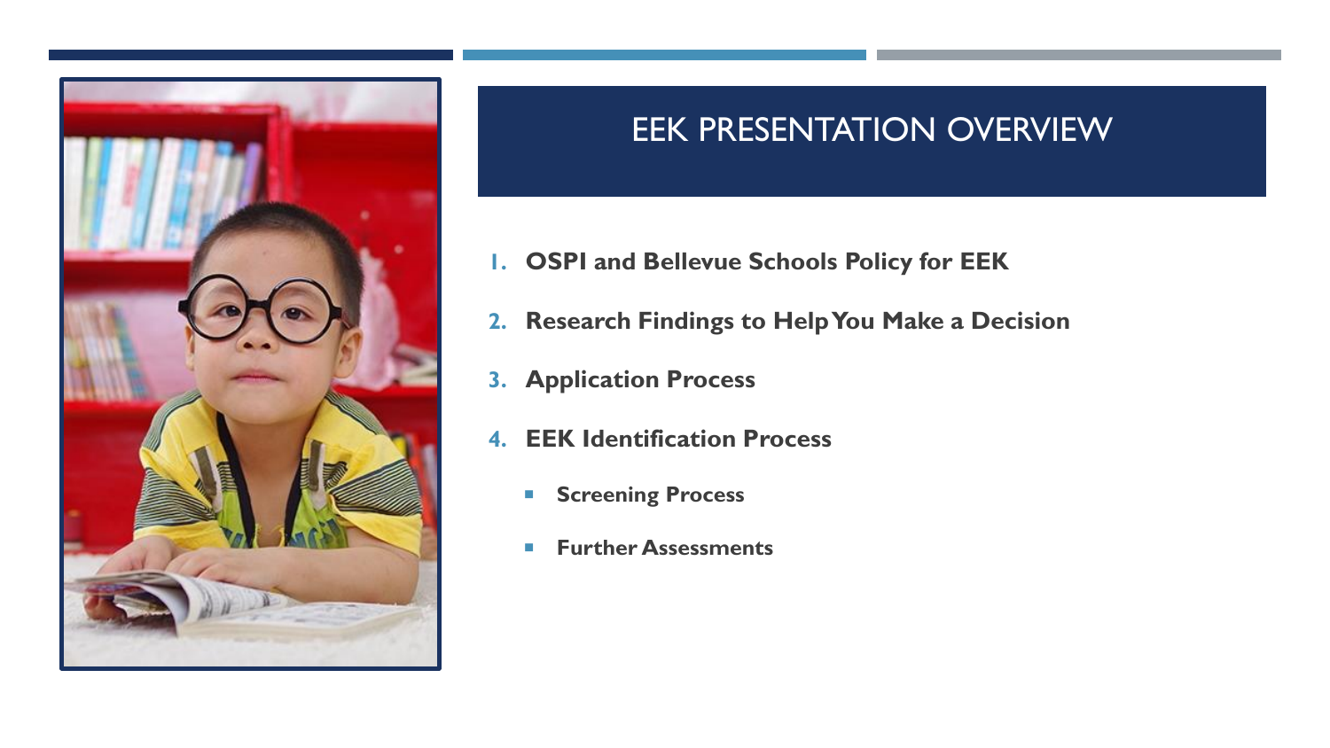# EEK PRESENTATION OVERVIEW

1. **OSPI and Bellevue Schools Policy for EEK**
2. **Research Findings to Help You Make a Decision**
3. **Application Process**
4. **EEK Identification Process**
   - **Screening Process**
   - **Further Assessments**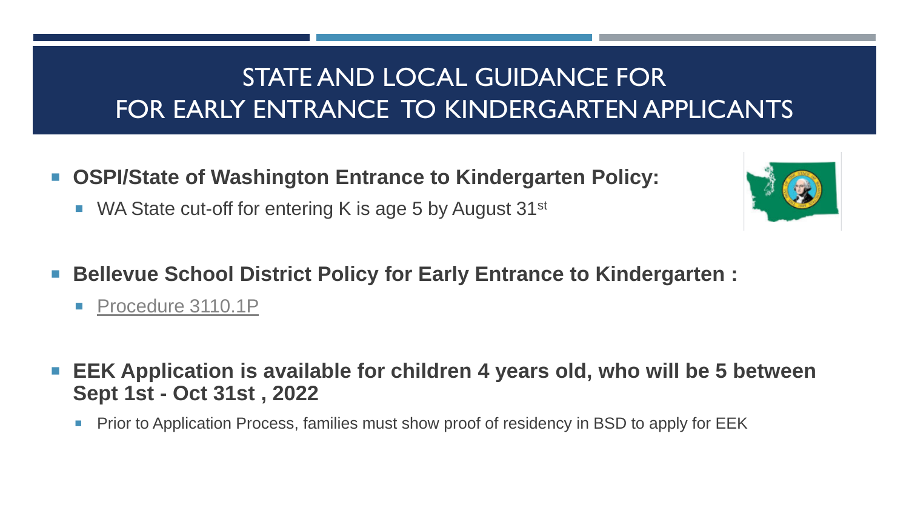# STATE AND LOCAL GUIDANCE FOR FOR EARLY ENTRANCE TO KINDERGARTEN APPLICANTS

- **OSPI/State of Washington Entrance to Kindergarten Policy:**
  - WA State cut-off for entering K is age 5 by August 31st
- **Bellevue School District Policy for Early Entrance to Kindergarten :**
  - Procedure 3110.1P
- **EEK Application is available for children 4 years old, who will be 5 between Sept 1st - Oct 31st , 2022**
  - Prior to Application Process, families must show proof of residency in BSD to apply for EEK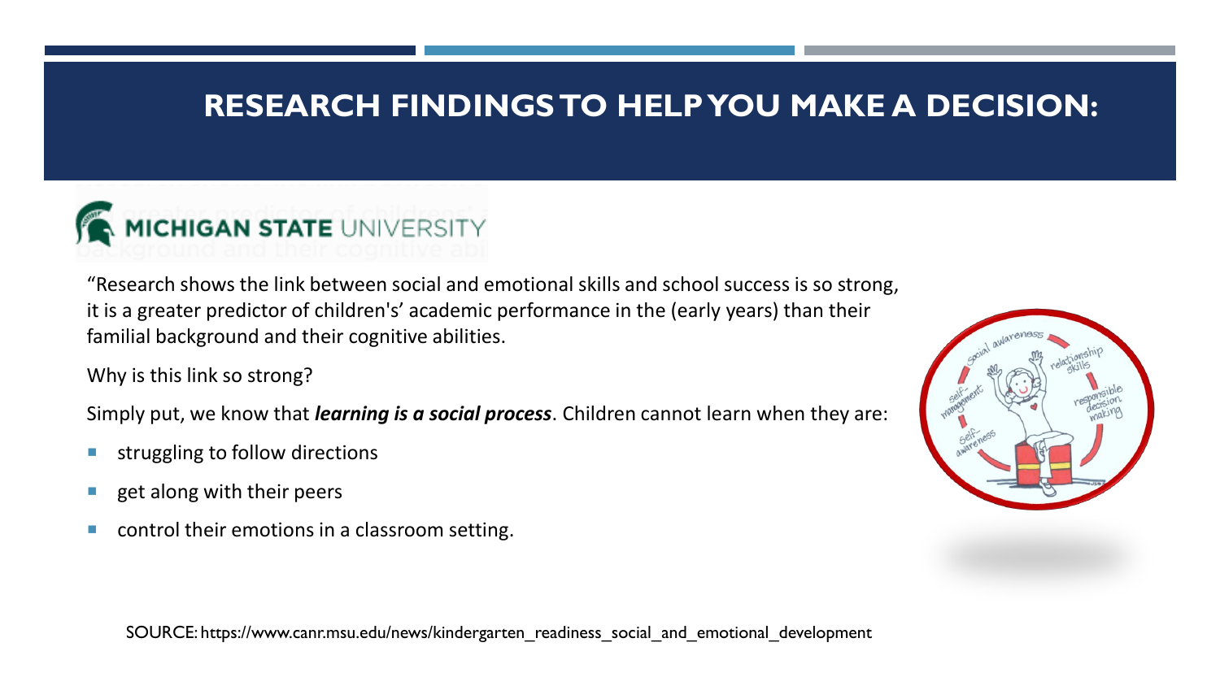# RESEARCH FINDINGS TO HELP YOU MAKE A DECISION:

MICHIGAN STATE UNIVERSITY

"Research shows the link between social and emotional skills and school success is so strong, it is a greater predictor of children's' academic performance in the (early years) than their familial background and their cognitive abilities.

Why is this link so strong?

Simply put, we know that ***learning is a social process***. Children cannot learn when they are:

- struggling to follow directions
- get along with their peers
- control their emotions in a classroom setting.

SOURCE: https://www.canr.msu.edu/news/kindergarten_readiness_social_and_emotional_development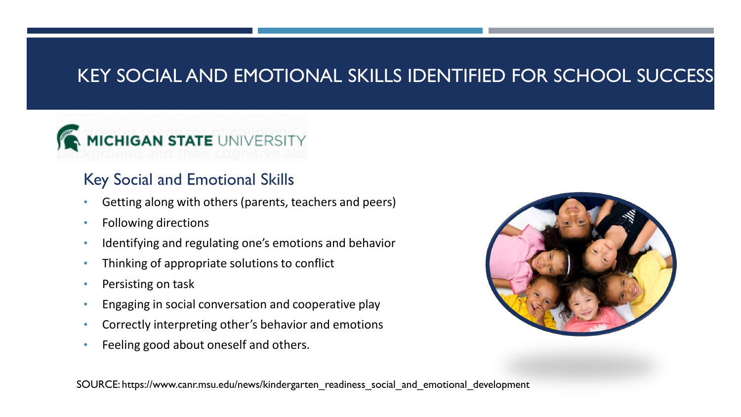# KEY SOCIAL AND EMOTIONAL SKILLS IDENTIFIED FOR SCHOOL SUCCESS

MICHIGAN STATE UNIVERSITY

## Key Social and Emotional Skills

- Getting along with others (parents, teachers and peers)
- Following directions
- Identifying and regulating one's emotions and behavior
- Thinking of appropriate solutions to conflict
- Persisting on task
- Engaging in social conversation and cooperative play
- Correctly interpreting other's behavior and emotions
- Feeling good about oneself and others.

SOURCE: https://www.canr.msu.edu/news/kindergarten_readiness_social_and_emotional_development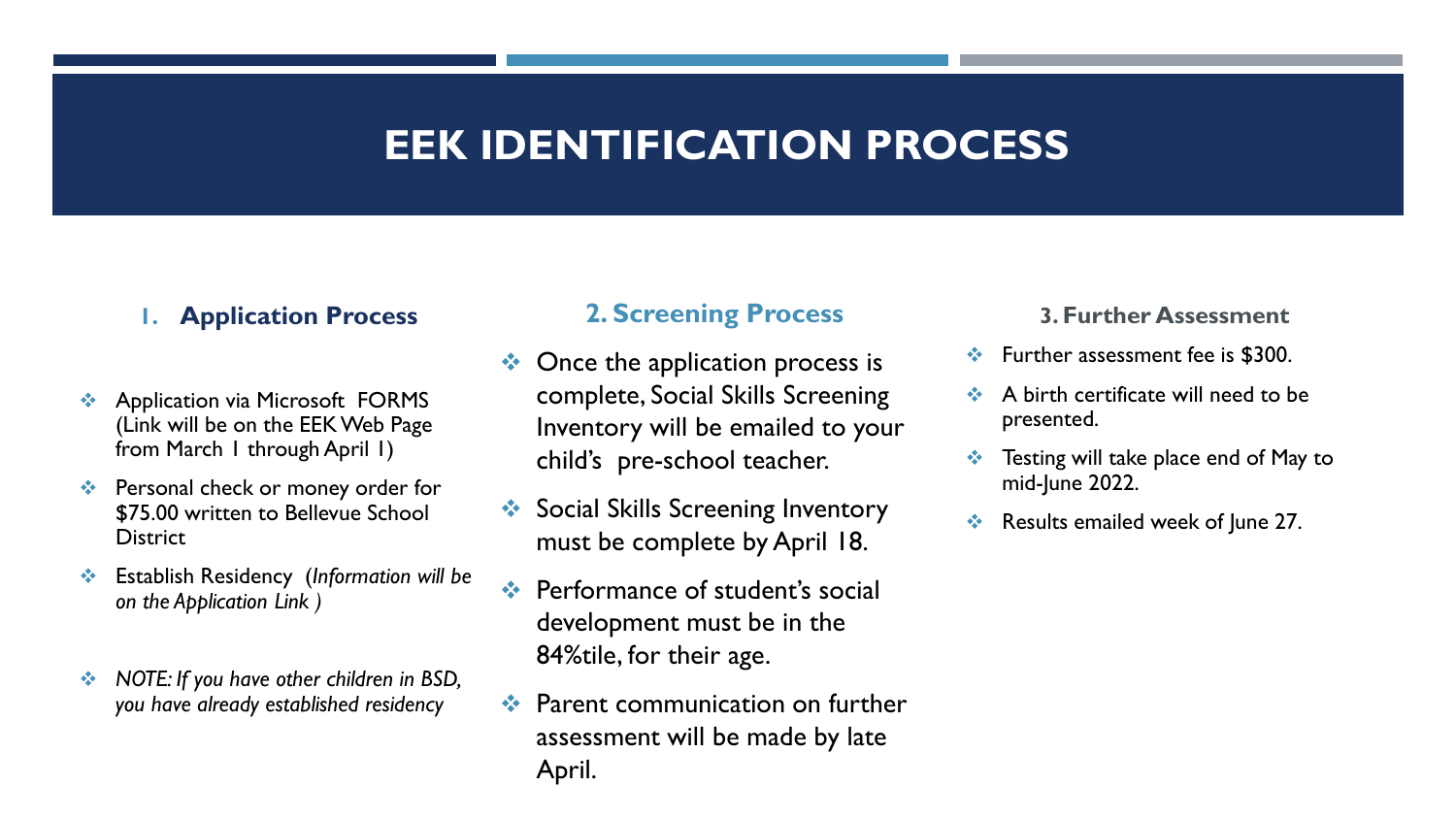# EEK IDENTIFICATION PROCESS

## 1. Application Process

- Application via Microsoft FORMS (Link will be on the EEK Web Page from March 1 through April 1)
- Personal check or money order for $75.00 written to Bellevue School District
- Establish Residency (*Information will be on the Application Link* )
- *NOTE: If you have other children in BSD, you have already established residency*

## 2. Screening Process

- Once the application process is complete, Social Skills Screening Inventory will be emailed to your child's pre-school teacher.
- Social Skills Screening Inventory must be complete by April 18.
- Performance of student's social development must be in the 84%tile, for their age.
- Parent communication on further assessment will be made by late April.

## 3. Further Assessment

- Further assessment fee is $300.
- A birth certificate will need to be presented.
- Testing will take place end of May to mid-June 2022.
- Results emailed week of June 27.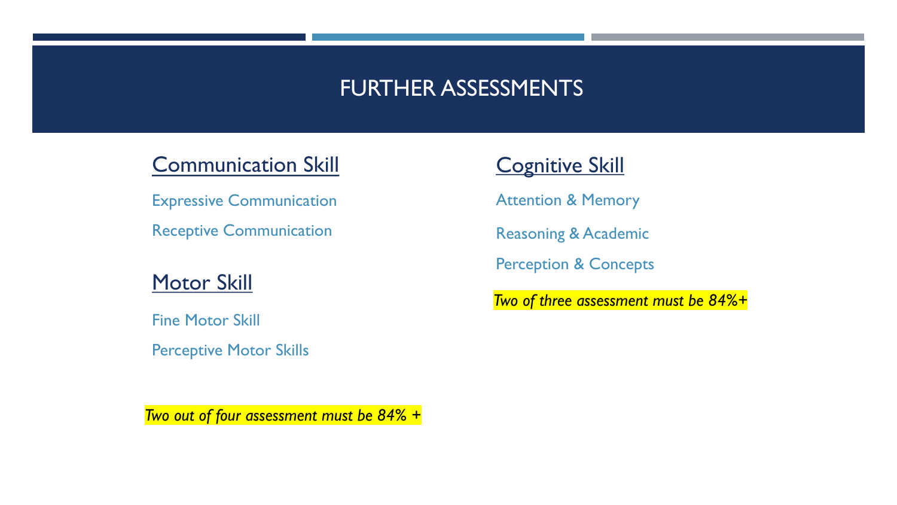# FURTHER ASSESSMENTS

## Communication Skill

Expressive Communication

Receptive Communication

## Motor Skill

Fine Motor Skill

Perceptive Motor Skills

*Two out of four assessment must be 84% +*

## Cognitive Skill

Attention & Memory

Reasoning & Academic

Perception & Concepts

*Two of three assessment must be 84%+*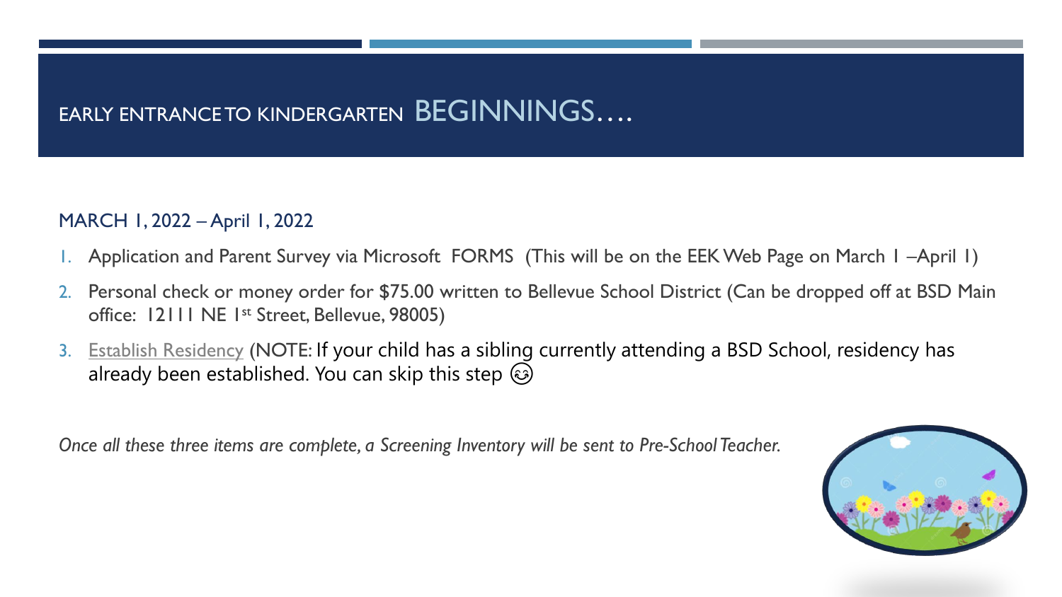# EARLY ENTRANCE TO KINDERGARTEN BEGINNINGS….

MARCH 1, 2022 – April 1, 2022

1. Application and Parent Survey via Microsoft FORMS (This will be on the EEK Web Page on March 1 –April 1)
2. Personal check or money order for $75.00 written to Bellevue School District (Can be dropped off at BSD Main office: 12111 NE 1st Street, Bellevue, 98005)
3. Establish Residency (NOTE: If your child has a sibling currently attending a BSD School, residency has already been established. You can skip this step 😊

*Once all these three items are complete, a Screening Inventory will be sent to Pre-School Teacher.*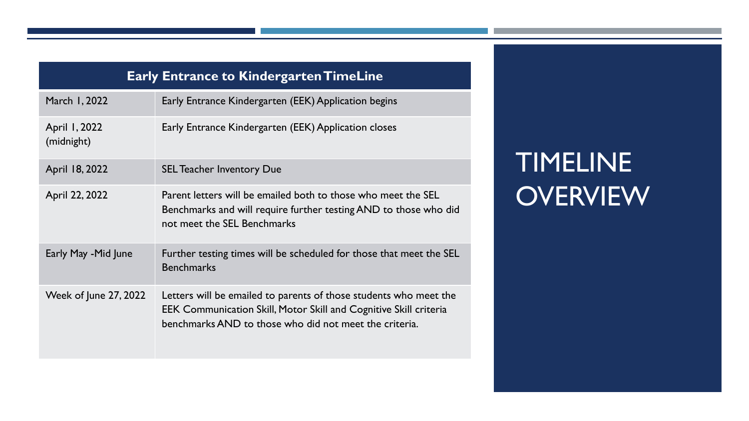# TIMELINE OVERVIEW

| Early Entrance to Kindergarten TimeLine | |
|---|---|
| March 1, 2022 | Early Entrance Kindergarten (EEK) Application begins |
| April 1, 2022 (midnight) | Early Entrance Kindergarten (EEK) Application closes |
| April 18, 2022 | SEL Teacher Inventory Due |
| April 22, 2022 | Parent letters will be emailed both to those who meet the SEL Benchmarks and will require further testing AND to those who did not meet the SEL Benchmarks |
| Early May -Mid June | Further testing times will be scheduled for those that meet the SEL Benchmarks |
| Week of June 27, 2022 | Letters will be emailed to parents of those students who meet the EEK Communication Skill, Motor Skill and Cognitive Skill criteria benchmarks AND to those who did not meet the criteria. |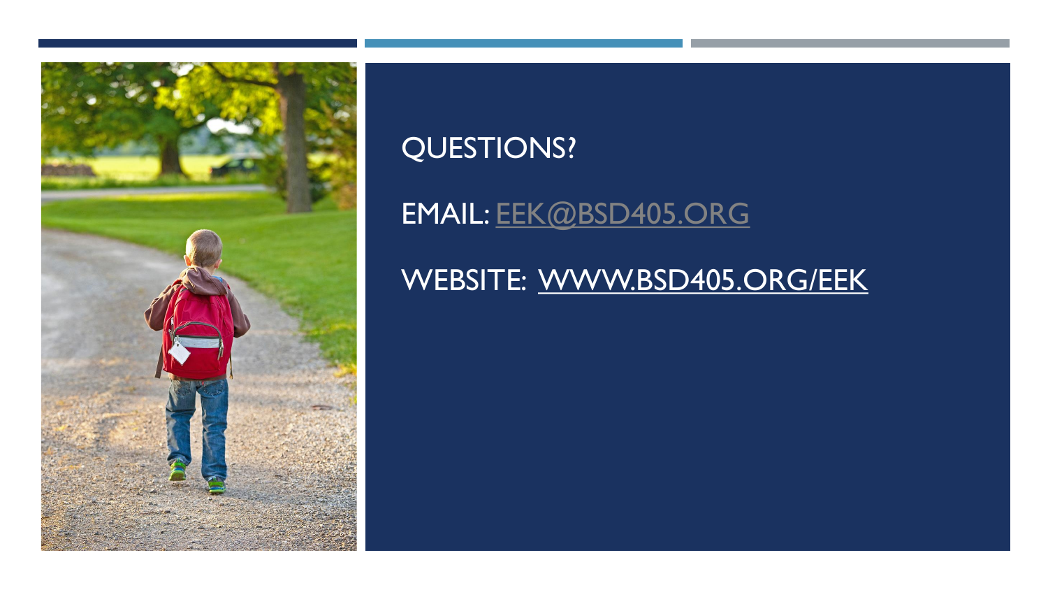QUESTIONS?

EMAIL: EEK@BSD405.ORG

WEBSITE: WWW.BSD405.ORG/EEK